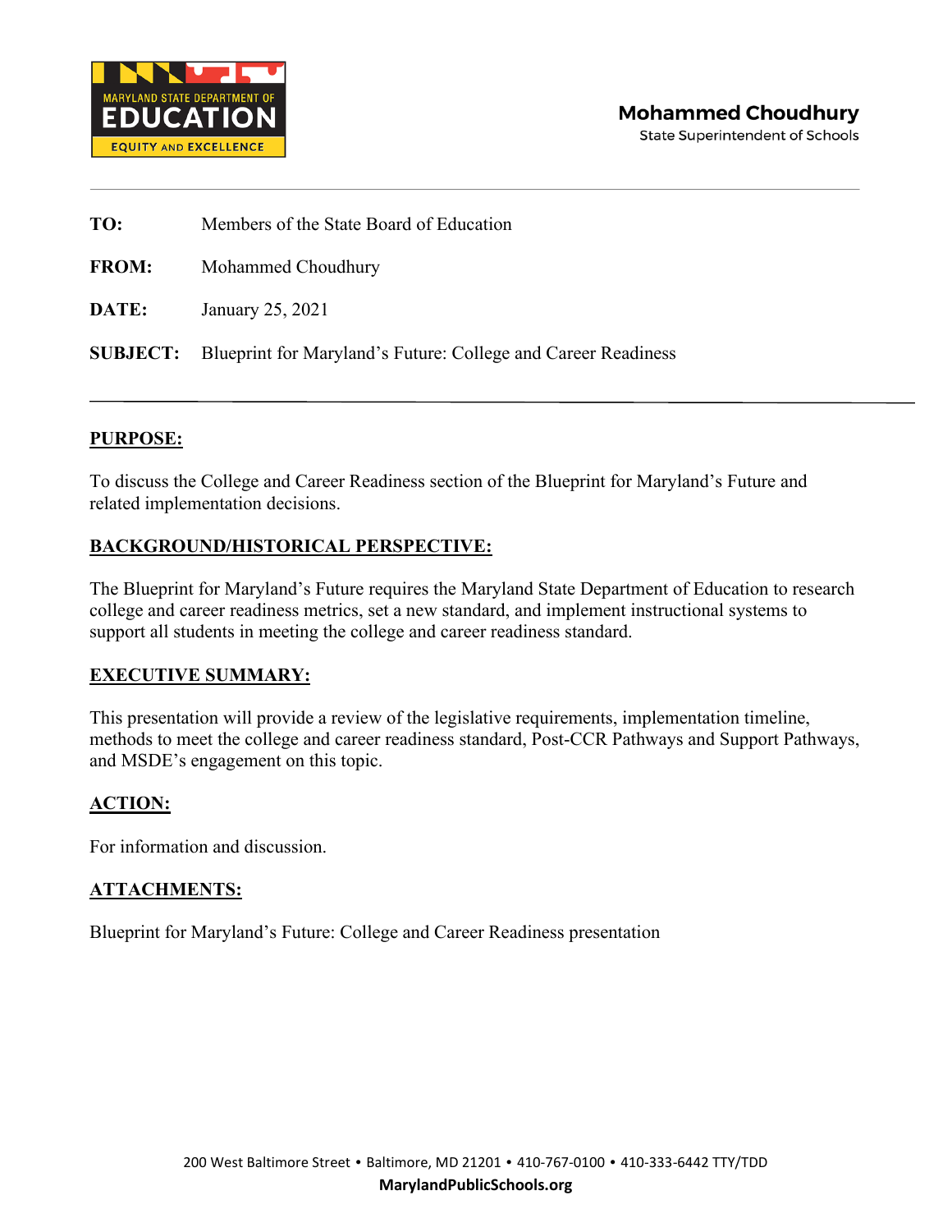Mohammed Choudhury
State Superintendent of Schools

**TO:** Members of the State Board of Education

**FROM:** Mohammed Choudhury

**DATE:** January 25, 2021

**SUBJECT:** Blueprint for Maryland's Future: College and Career Readiness

---

## PURPOSE:

To discuss the College and Career Readiness section of the Blueprint for Maryland's Future and related implementation decisions.

## BACKGROUND/HISTORICAL PERSPECTIVE:

The Blueprint for Maryland's Future requires the Maryland State Department of Education to research college and career readiness metrics, set a new standard, and implement instructional systems to support all students in meeting the college and career readiness standard.

## EXECUTIVE SUMMARY:

This presentation will provide a review of the legislative requirements, implementation timeline, methods to meet the college and career readiness standard, Post-CCR Pathways and Support Pathways, and MSDE's engagement on this topic.

## ACTION:

For information and discussion.

## ATTACHMENTS:

Blueprint for Maryland's Future: College and Career Readiness presentation

200 West Baltimore Street • Baltimore, MD 21201 • 410-767-0100 • 410-333-6442 TTY/TDD
**MarylandPublicSchools.org**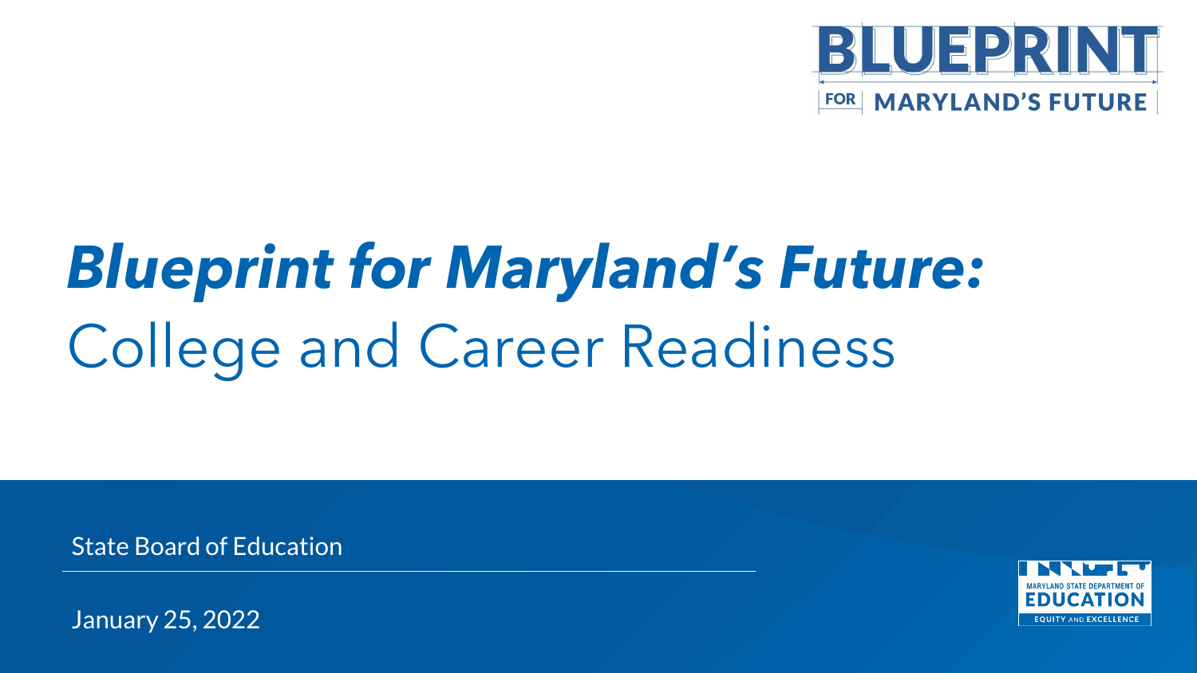BLUEPRINT FOR MARYLAND'S FUTURE

# *Blueprint for Maryland's Future:*
# College and Career Readiness

State Board of Education

January 25, 2022

MARYLAND STATE DEPARTMENT OF EDUCATION

EQUITY AND EXCELLENCE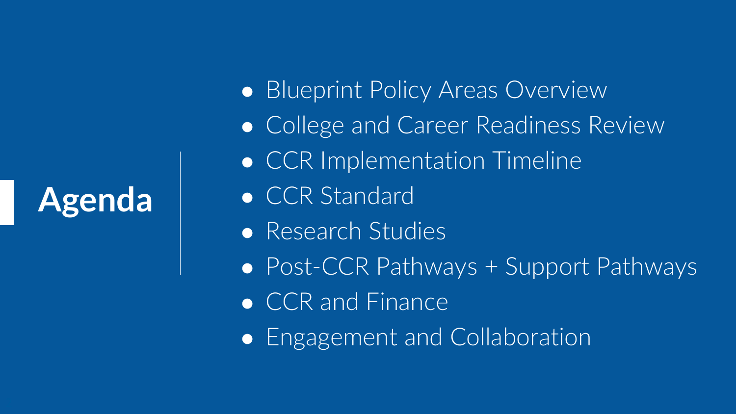# Agenda

- Blueprint Policy Areas Overview
- College and Career Readiness Review
- CCR Implementation Timeline
- CCR Standard
- Research Studies
- Post-CCR Pathways + Support Pathways
- CCR and Finance
- Engagement and Collaboration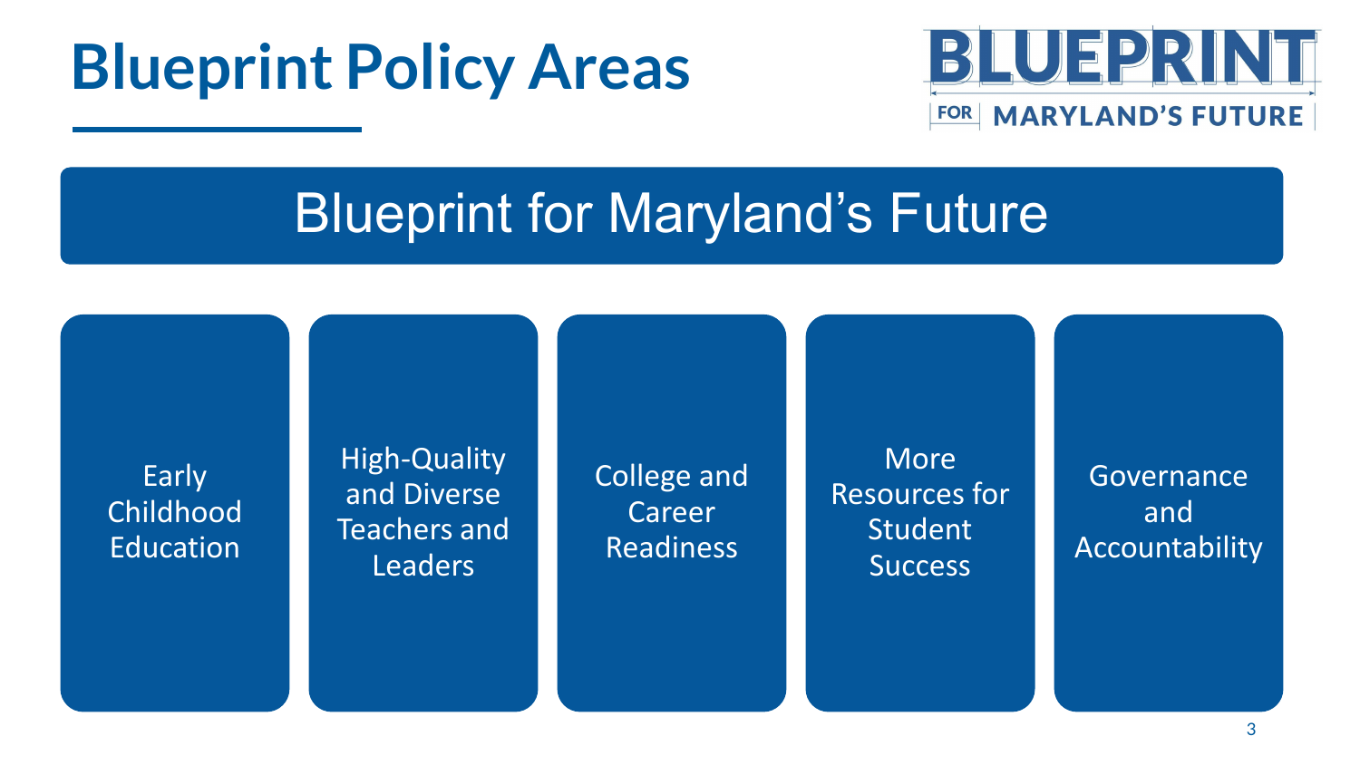# Blueprint Policy Areas

BLUEPRINT FOR MARYLAND'S FUTURE

## Blueprint for Maryland's Future

- Early Childhood Education
- High-Quality and Diverse Teachers and Leaders
- College and Career Readiness
- More Resources for Student Success
- Governance and Accountability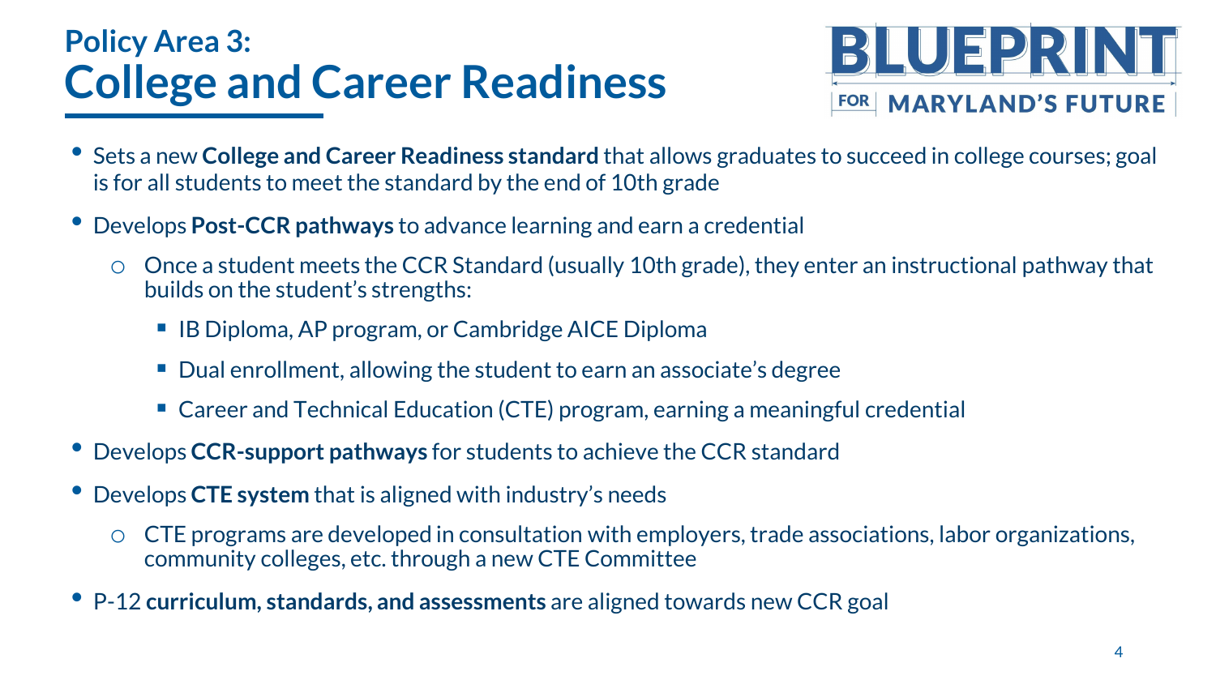# Policy Area 3:
## College and Career Readiness

BLUEPRINT FOR MARYLAND'S FUTURE

- Sets a new **College and Career Readiness standard** that allows graduates to succeed in college courses; goal is for all students to meet the standard by the end of 10th grade
- Develops **Post-CCR pathways** to advance learning and earn a credential
  - Once a student meets the CCR Standard (usually 10th grade), they enter an instructional pathway that builds on the student's strengths:
    - IB Diploma, AP program, or Cambridge AICE Diploma
    - Dual enrollment, allowing the student to earn an associate's degree
    - Career and Technical Education (CTE) program, earning a meaningful credential
- Develops **CCR-support pathways** for students to achieve the CCR standard
- Develops **CTE system** that is aligned with industry's needs
  - CTE programs are developed in consultation with employers, trade associations, labor organizations, community colleges, etc. through a new CTE Committee
- P-12 **curriculum, standards, and assessments** are aligned towards new CCR goal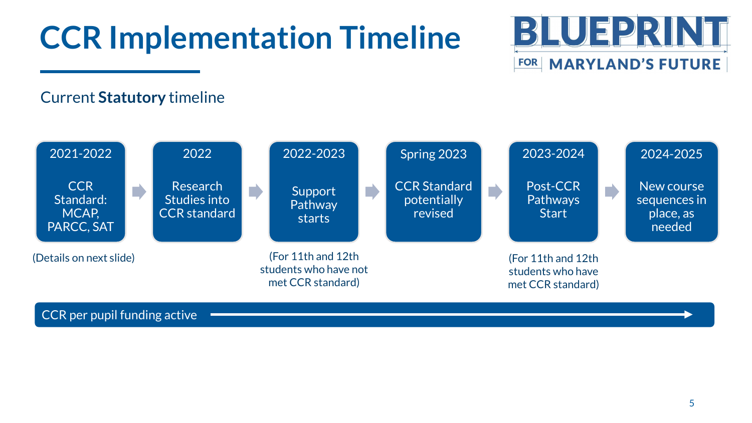# CCR Implementation Timeline

BLUEPRINT FOR MARYLAND'S FUTURE

Current **Statutory** timeline

1. **2021-2022** — CCR Standard: MCAP, PARCC, SAT
   (Details on next slide)
2. **2022** — Research Studies into CCR standard
3. **2022-2023** — Support Pathway starts
   (For 11th and 12th students who have not met CCR standard)
4. **Spring 2023** — CCR Standard potentially revised
5. **2023-2024** — Post-CCR Pathways Start
   (For 11th and 12th students who have met CCR standard)
6. **2024-2025** — New course sequences in place, as needed

CCR per pupil funding active →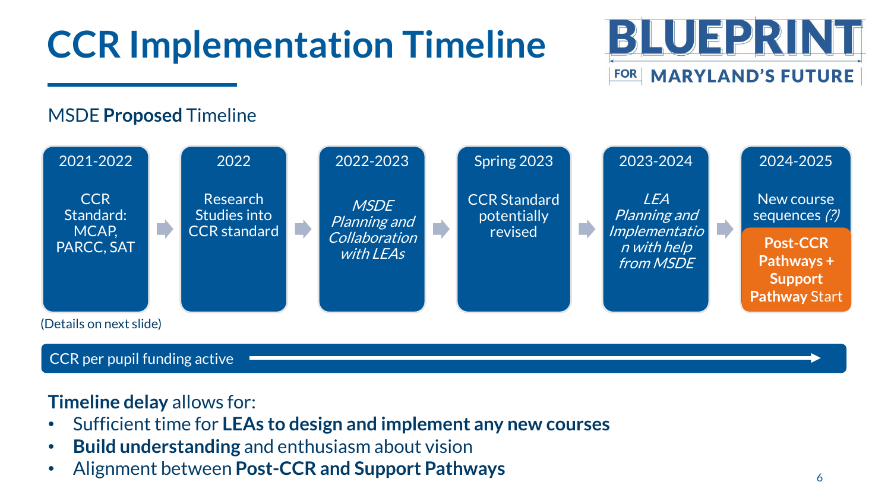# CCR Implementation Timeline

BLUEPRINT FOR MARYLAND'S FUTURE

MSDE **Proposed** Timeline

| 2021-2022 | 2022 | 2022-2023 | Spring 2023 | 2023-2024 | 2024-2025 |
|---|---|---|---|---|---|
| CCR Standard: MCAP, PARCC, SAT | Research Studies into CCR standard | *MSDE Planning and Collaboration with LEAs* | CCR Standard potentially revised | *LEA Planning and Implementation with help from MSDE* | New course sequences *(?)* **Post-CCR Pathways + Support Pathway Start** |

(Details on next slide)

CCR per pupil funding active →

**Timeline delay** allows for:

- Sufficient time for **LEAs to design and implement any new courses**
- **Build understanding** and enthusiasm about vision
- Alignment between **Post-CCR and Support Pathways**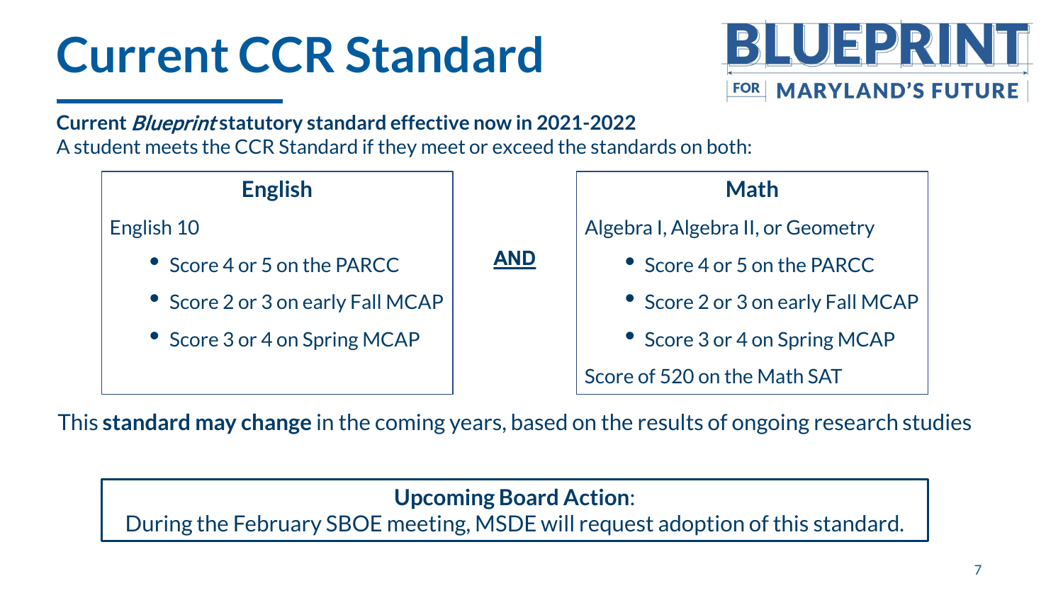# Current CCR Standard

BLUEPRINT FOR MARYLAND'S FUTURE

**Current *Blueprint* statutory standard effective now in 2021-2022**

A student meets the CCR Standard if they meet or exceed the standards on both:

### English

English 10

- Score 4 or 5 on the PARCC
- Score 2 or 3 on early Fall MCAP
- Score 3 or 4 on Spring MCAP

**AND**

### Math

Algebra I, Algebra II, or Geometry

- Score 4 or 5 on the PARCC
- Score 2 or 3 on early Fall MCAP
- Score 3 or 4 on Spring MCAP

Score of 520 on the Math SAT

This **standard may change** in the coming years, based on the results of ongoing research studies

**Upcoming Board Action**:
During the February SBOE meeting, MSDE will request adoption of this standard.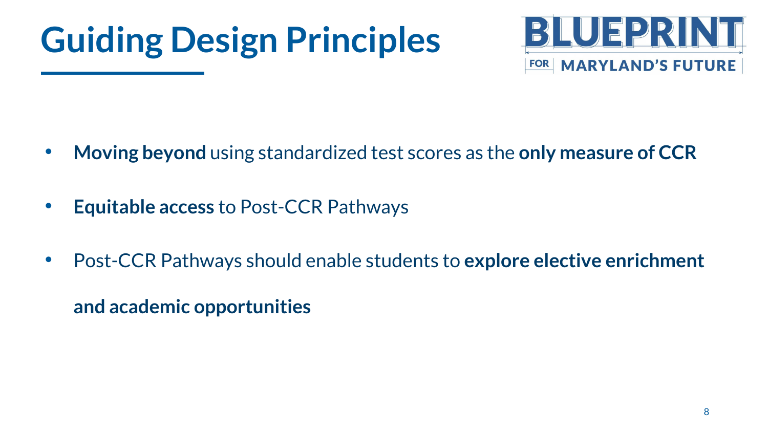# Guiding Design Principles

- **Moving beyond** using standardized test scores as the **only measure of CCR**
- **Equitable access** to Post-CCR Pathways
- Post-CCR Pathways should enable students to **explore elective enrichment and academic opportunities**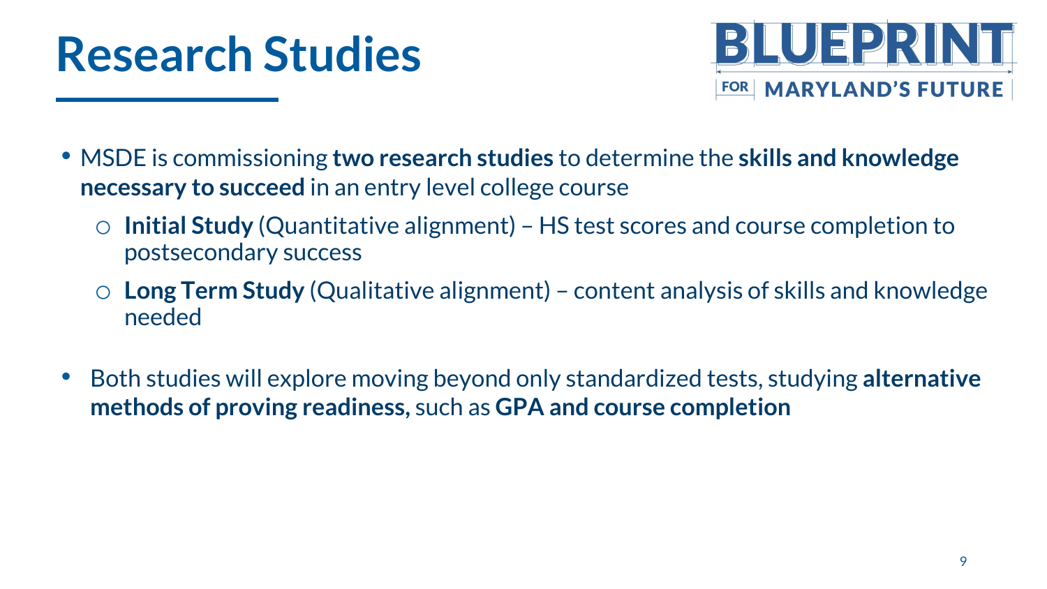# Research Studies

BLUEPRINT FOR MARYLAND'S FUTURE

- MSDE is commissioning **two research studies** to determine the **skills and knowledge necessary to succeed** in an entry level college course
  - **Initial Study** (Quantitative alignment) – HS test scores and course completion to postsecondary success
  - **Long Term Study** (Qualitative alignment) – content analysis of skills and knowledge needed
- Both studies will explore moving beyond only standardized tests, studying **alternative methods of proving readiness,** such as **GPA and course completion**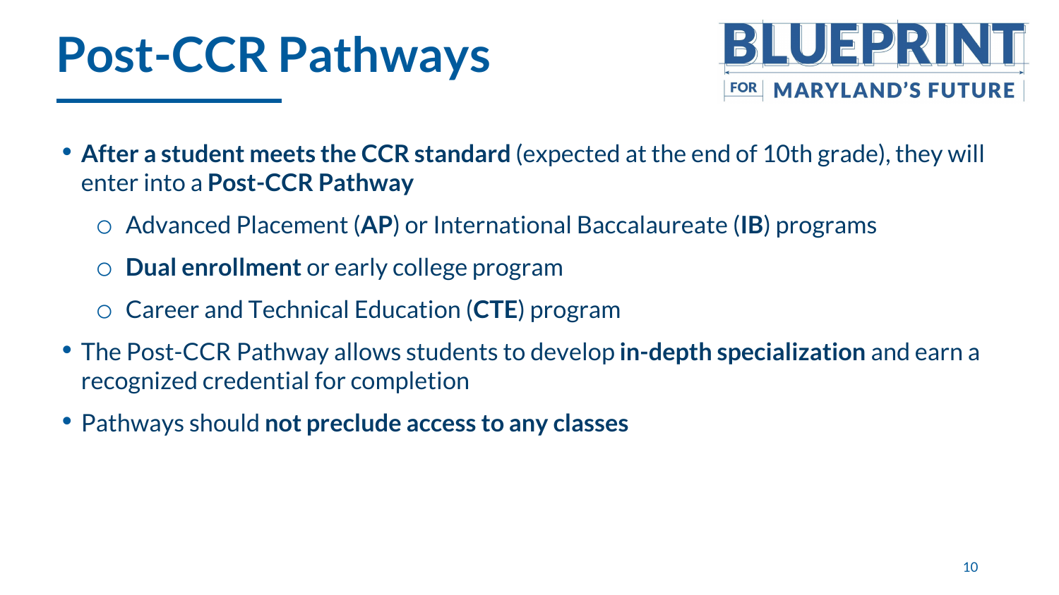# Post-CCR Pathways

- **After a student meets the CCR standard** (expected at the end of 10th grade), they will enter into a **Post-CCR Pathway**
  - Advanced Placement (**AP**) or International Baccalaureate (**IB**) programs
  - **Dual enrollment** or early college program
  - Career and Technical Education (**CTE**) program
- The Post-CCR Pathway allows students to develop **in-depth specialization** and earn a recognized credential for completion
- Pathways should **not preclude access to any classes**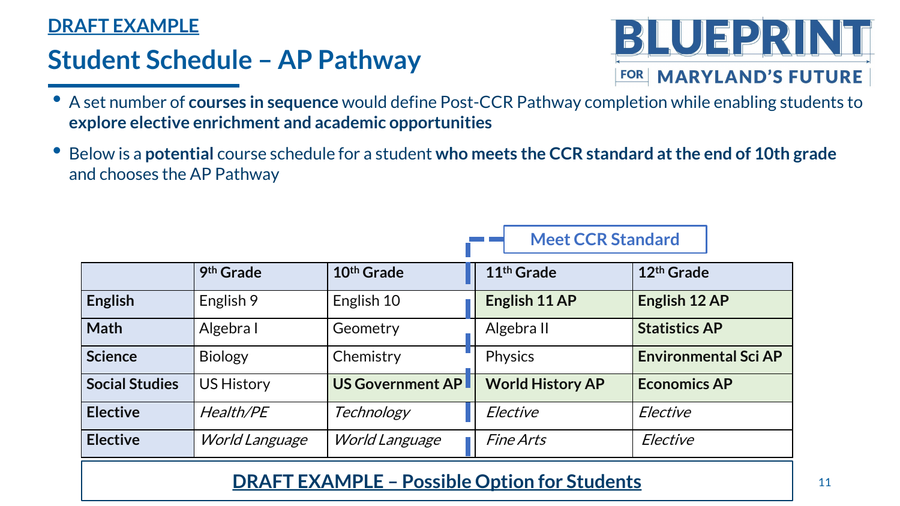**DRAFT EXAMPLE**

# Student Schedule – AP Pathway

- A set number of **courses in sequence** would define Post-CCR Pathway completion while enabling students to **explore elective enrichment and academic opportunities**
- Below is a **potential** course schedule for a student **who meets the CCR standard at the end of 10th grade** and chooses the AP Pathway

Meet CCR Standard

| | 9th Grade | 10th Grade | 11th Grade | 12th Grade |
|---|---|---|---|---|
| **English** | English 9 | English 10 | **English 11 AP** | **English 12 AP** |
| **Math** | Algebra I | Geometry | Algebra II | **Statistics AP** |
| **Science** | Biology | Chemistry | Physics | **Environmental Sci AP** |
| **Social Studies** | US History | **US Government AP** | **World History AP** | **Economics AP** |
| **Elective** | *Health/PE* | *Technology* | *Elective* | *Elective* |
| **Elective** | *World Language* | *World Language* | *Fine Arts* | *Elective* |

**DRAFT EXAMPLE – Possible Option for Students**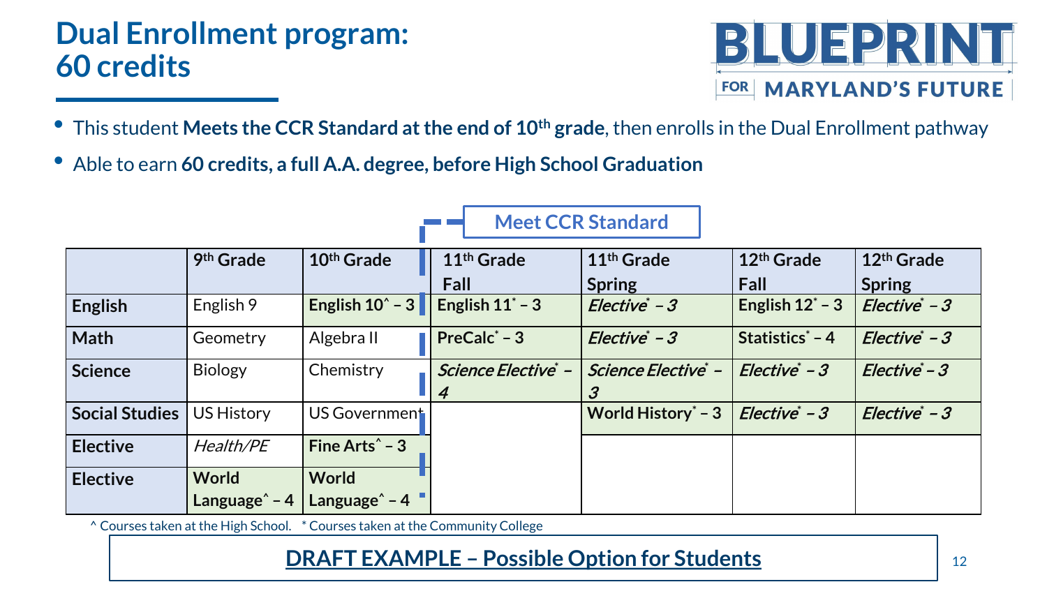# Dual Enrollment program: 60 credits

- This student **Meets the CCR Standard at the end of 10th grade**, then enrolls in the Dual Enrollment pathway
- Able to earn **60 credits, a full A.A. degree, before High School Graduation**

Meet CCR Standard

| | 9th Grade | 10th Grade | 11th Grade Fall | 11th Grade Spring | 12th Grade Fall | 12th Grade Spring |
|---|---|---|---|---|---|---|
| **English** | English 9 | **English 10^ – 3** | **English 11* – 3** | ***Elective* – 3*** | **English 12* – 3** | ***Elective* – 3*** |
| **Math** | Geometry | Algebra II | **PreCalc* – 3** | ***Elective* – 3*** | **Statistics* – 4** | ***Elective* – 3*** |
| **Science** | Biology | Chemistry | ***Science Elective* – 4*** | ***Science Elective* – 3*** | ***Elective* – 3*** | ***Elective* – 3*** |
| **Social Studies** | US History | US Government | | **World History* – 3** | ***Elective* – 3*** | ***Elective* – 3*** |
| **Elective** | *Health/PE* | **Fine Arts^ – 3** | | | | |
| **Elective** | **World Language^ – 4** | **World Language^ – 4** | | | | |

^ Courses taken at the High School. * Courses taken at the Community College

**DRAFT EXAMPLE – Possible Option for Students**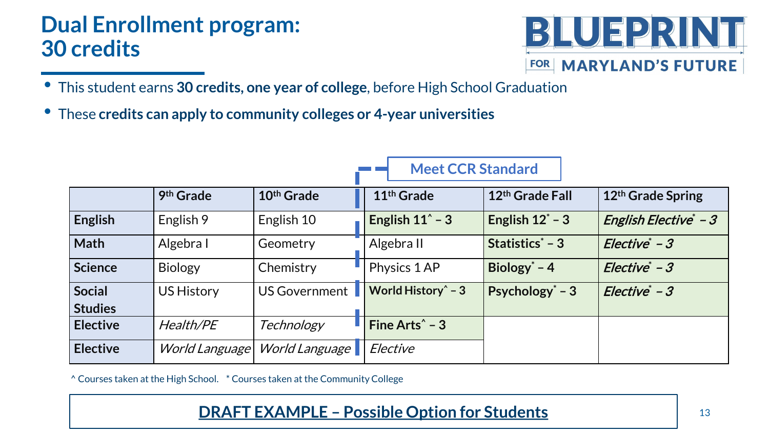# Dual Enrollment program: 30 credits

BLUEPRINT FOR MARYLAND'S FUTURE

- This student earns **30 credits, one year of college**, before High School Graduation
- These **credits can apply to community colleges or 4-year universities**

Meet CCR Standard

| | 9th Grade | 10th Grade | 11th Grade | 12th Grade Fall | 12th Grade Spring |
|---|---|---|---|---|---|
| **English** | English 9 | English 10 | **English 11^ – 3** | **English 12* – 3** | ***English Elective* – 3*** |
| **Math** | Algebra I | Geometry | Algebra II | **Statistics* – 3** | ***Elective* – 3*** |
| **Science** | Biology | Chemistry | Physics 1 AP | **Biology* – 4** | ***Elective* – 3*** |
| **Social Studies** | US History | US Government | **World History^ – 3** | **Psychology* – 3** | ***Elective* – 3*** |
| **Elective** | *Health/PE* | *Technology* | **Fine Arts^ – 3** | | |
| **Elective** | *World Language* | *World Language* | *Elective* | | |

^ Courses taken at the High School. * Courses taken at the Community College

**DRAFT EXAMPLE – Possible Option for Students**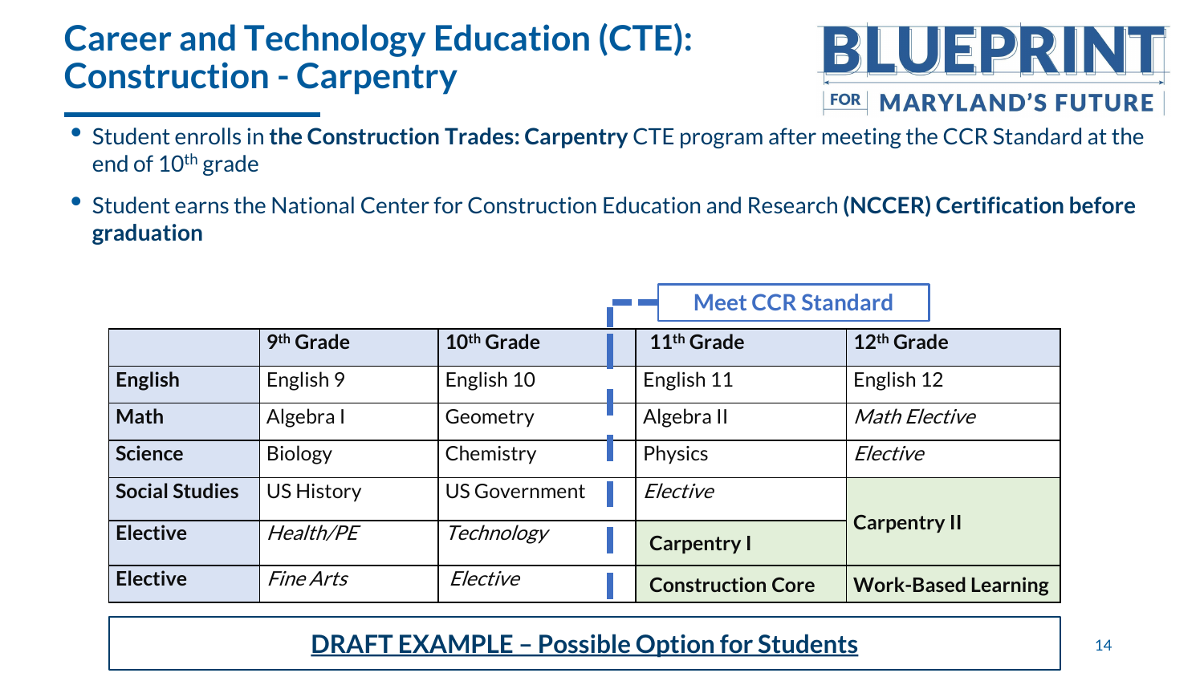# Career and Technology Education (CTE): Construction - Carpentry

BLUEPRINT FOR MARYLAND'S FUTURE

- Student enrolls in **the Construction Trades: Carpentry** CTE program after meeting the CCR Standard at the end of 10th grade
- Student earns the National Center for Construction Education and Research **(NCCER) Certification before graduation**

Meet CCR Standard

| | 9th Grade | 10th Grade | 11th Grade | 12th Grade |
|---|---|---|---|---|
| **English** | English 9 | English 10 | English 11 | English 12 |
| **Math** | Algebra I | Geometry | Algebra II | *Math Elective* |
| **Science** | Biology | Chemistry | Physics | *Elective* |
| **Social Studies** | US History | US Government | *Elective* | **Carpentry II** |
| **Elective** | *Health/PE* | *Technology* | **Carpentry I** | |
| **Elective** | *Fine Arts* | *Elective* | **Construction Core** | **Work-Based Learning** |

**DRAFT EXAMPLE – Possible Option for Students**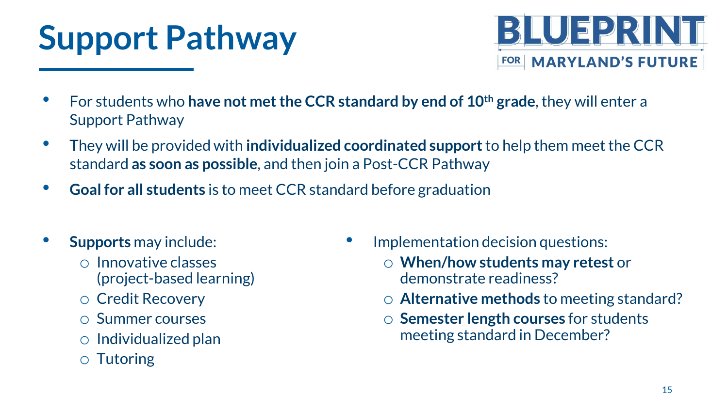# Support Pathway

BLUEPRINT FOR MARYLAND'S FUTURE

- For students who **have not met the CCR standard by end of 10th grade**, they will enter a Support Pathway
- They will be provided with **individualized coordinated support** to help them meet the CCR standard **as soon as possible**, and then join a Post-CCR Pathway
- **Goal for all students** is to meet CCR standard before graduation

- **Supports** may include:
  - Innovative classes (project-based learning)
  - Credit Recovery
  - Summer courses
  - Individualized plan
  - Tutoring

- Implementation decision questions:
  - **When/how students may retest** or demonstrate readiness?
  - **Alternative methods** to meeting standard?
  - **Semester length courses** for students meeting standard in December?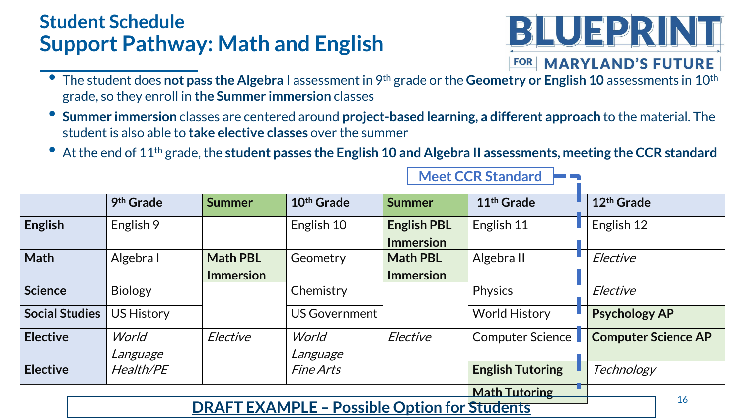# Student Schedule
## Support Pathway: Math and English

BLUEPRINT FOR MARYLAND'S FUTURE

- The student does **not pass the Algebra** I assessment in 9th grade or the **Geometry or English 10** assessments in 10th grade, so they enroll in **the Summer immersion** classes
- **Summer immersion** classes are centered around **project-based learning**, **a different approach** to the material. The student is also able to **take elective classes** over the summer
- At the end of 11th grade, the **student passes the English 10 and Algebra II assessments, meeting the CCR standard**

Meet CCR Standard

| | 9th Grade | Summer | 10th Grade | Summer | 11th Grade | 12th Grade |
|---|---|---|---|---|---|---|
| **English** | English 9 | | English 10 | **English PBL Immersion** | English 11 | English 12 |
| **Math** | Algebra I | **Math PBL Immersion** | Geometry | **Math PBL Immersion** | Algebra II | *Elective* |
| **Science** | Biology | | Chemistry | | Physics | *Elective* |
| **Social Studies** | US History | | US Government | | World History | **Psychology AP** |
| **Elective** | *World Language* | *Elective* | *World Language* | *Elective* | Computer Science | **Computer Science AP** |
| **Elective** | *Health/PE* | | *Fine Arts* | | **English Tutoring** | *Technology* |
| | | | | | **Math Tutoring** | |

**DRAFT EXAMPLE – Possible Option for Students**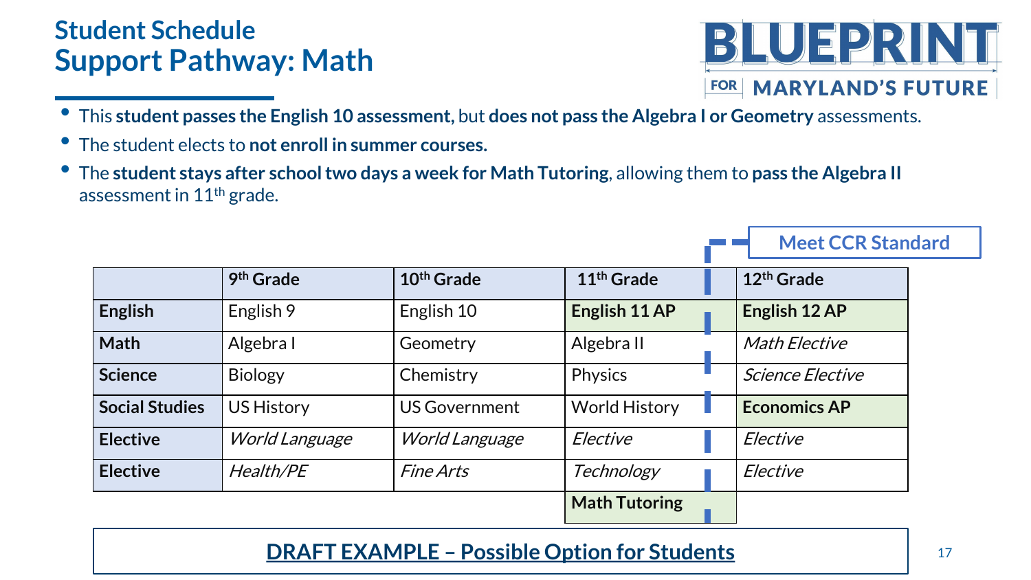# Student Schedule
## Support Pathway: Math

- This **student passes the English 10 assessment,** but **does not pass the Algebra I or Geometry** assessments.
- The student elects to **not enroll in summer courses.**
- The **student stays after school two days a week for Math Tutoring**, allowing them to **pass the Algebra II** assessment in 11th grade.

Meet CCR Standard

| | 9th Grade | 10th Grade | 11th Grade | 12th Grade |
|---|---|---|---|---|
| **English** | English 9 | English 10 | **English 11 AP** | **English 12 AP** |
| **Math** | Algebra I | Geometry | Algebra II | *Math Elective* |
| **Science** | Biology | Chemistry | Physics | *Science Elective* |
| **Social Studies** | US History | US Government | World History | **Economics AP** |
| **Elective** | *World Language* | *World Language* | *Elective* | *Elective* |
| **Elective** | *Health/PE* | *Fine Arts* | *Technology* | *Elective* |
| | | | **Math Tutoring** | |

**DRAFT EXAMPLE – Possible Option for Students**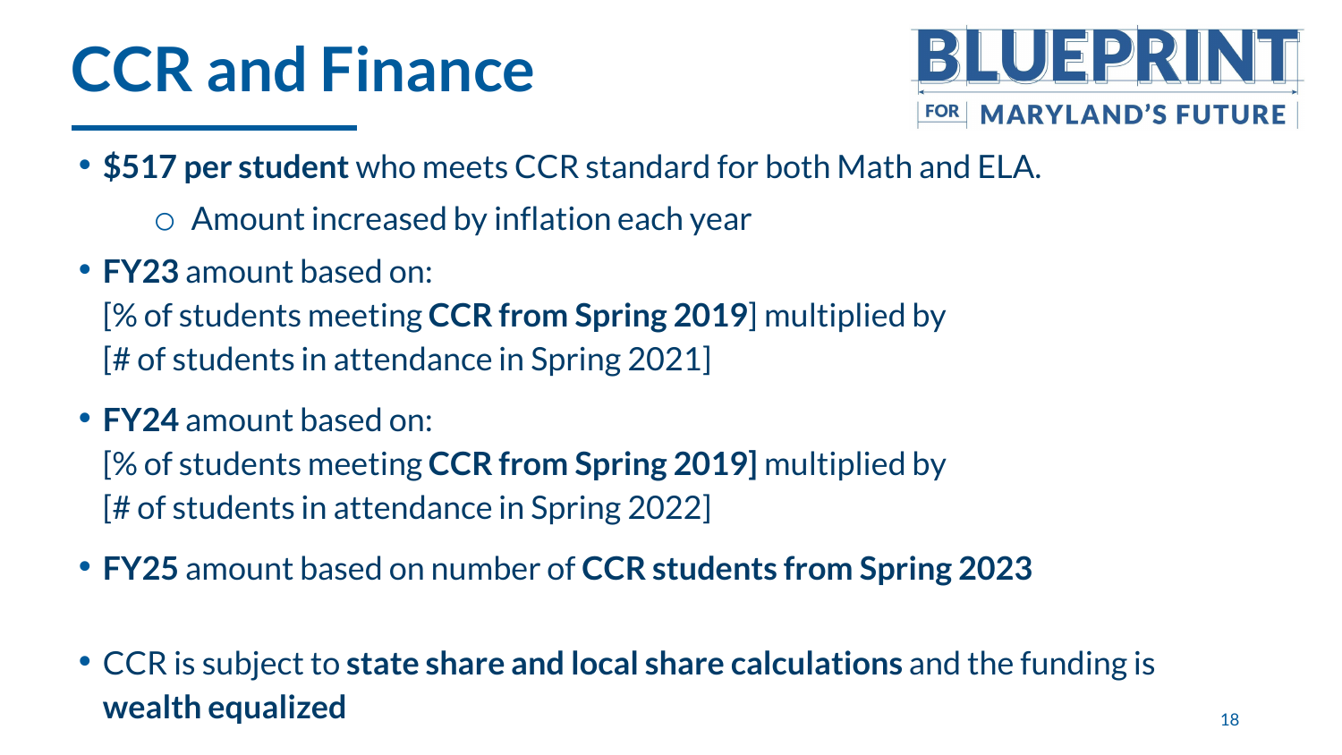# CCR and Finance

BLUEPRINT FOR MARYLAND'S FUTURE

- **$517 per student** who meets CCR standard for both Math and ELA.
  - Amount increased by inflation each year
- **FY23** amount based on:
  [% of students meeting **CCR from Spring 2019**] multiplied by
  [# of students in attendance in Spring 2021]
- **FY24** amount based on:
  [% of students meeting **CCR from Spring 2019]** multiplied by
  [# of students in attendance in Spring 2022]
- **FY25** amount based on number of **CCR students from Spring 2023**
- CCR is subject to **state share and local share calculations** and the funding is **wealth equalized**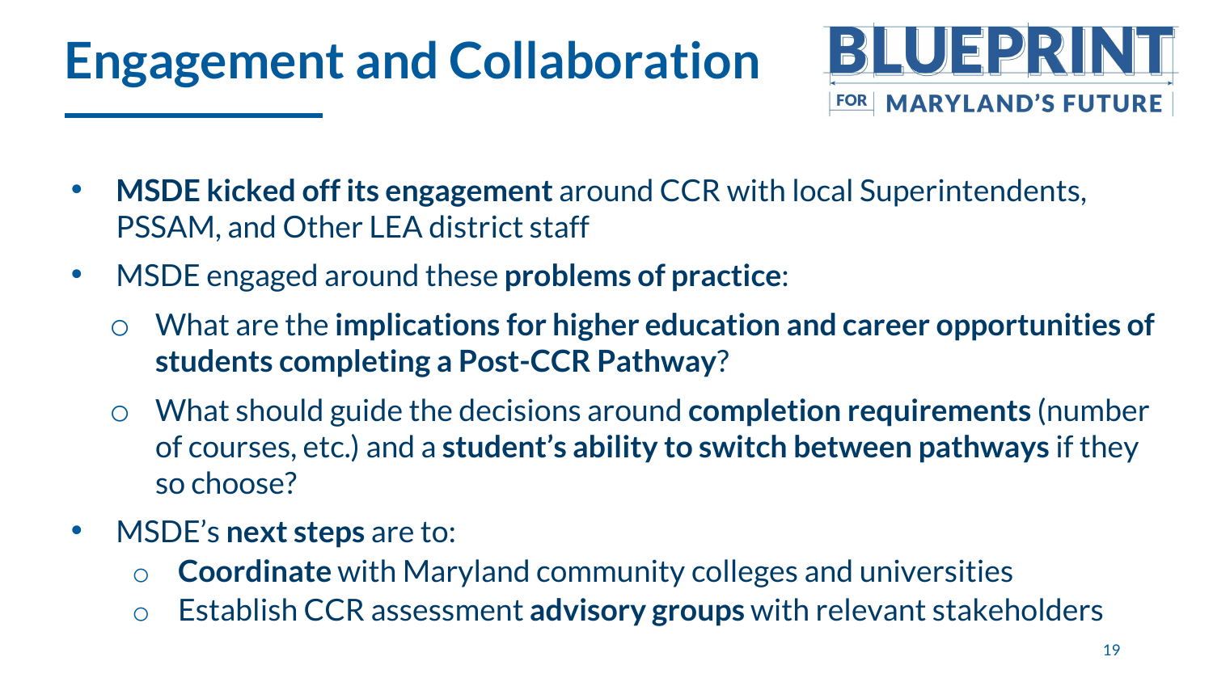# Engagement and Collaboration

BLUEPRINT FOR MARYLAND'S FUTURE

- **MSDE kicked off its engagement** around CCR with local Superintendents, PSSAM, and Other LEA district staff
- MSDE engaged around these **problems of practice**:
  - What are the **implications for higher education and career opportunities of students completing a Post-CCR Pathway**?
  - What should guide the decisions around **completion requirements** (number of courses, etc.) and a **student's ability to switch between pathways** if they so choose?
- MSDE's **next steps** are to:
  - **Coordinate** with Maryland community colleges and universities
  - Establish CCR assessment **advisory groups** with relevant stakeholders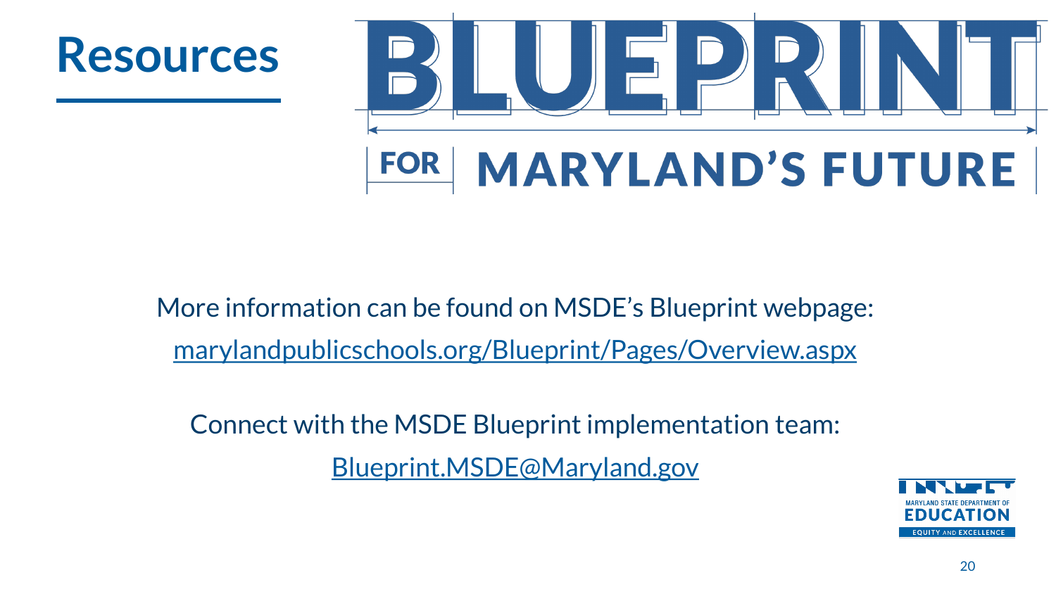# Resources

# BLUEPRINT FOR MARYLAND'S FUTURE

More information can be found on MSDE's Blueprint webpage:

marylandpublicschools.org/Blueprint/Pages/Overview.aspx

Connect with the MSDE Blueprint implementation team:

Blueprint.MSDE@Maryland.gov

MARYLAND STATE DEPARTMENT OF EDUCATION

EQUITY AND EXCELLENCE